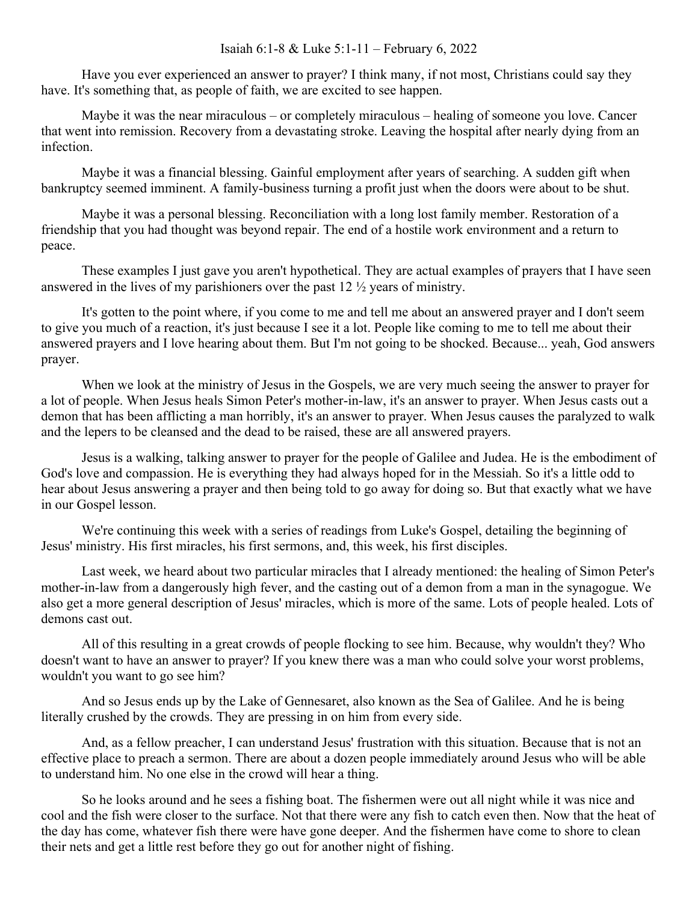Isaiah 6:1-8 & Luke 5:1-11 – February 6, 2022

Have you ever experienced an answer to prayer? I think many, if not most, Christians could say they have. It's something that, as people of faith, we are excited to see happen.

Maybe it was the near miraculous – or completely miraculous – healing of someone you love. Cancer that went into remission. Recovery from a devastating stroke. Leaving the hospital after nearly dying from an infection.

Maybe it was a financial blessing. Gainful employment after years of searching. A sudden gift when bankruptcy seemed imminent. A family-business turning a profit just when the doors were about to be shut.

Maybe it was a personal blessing. Reconciliation with a long lost family member. Restoration of a friendship that you had thought was beyond repair. The end of a hostile work environment and a return to peace.

These examples I just gave you aren't hypothetical. They are actual examples of prayers that I have seen answered in the lives of my parishioners over the past 12 ½ years of ministry.

It's gotten to the point where, if you come to me and tell me about an answered prayer and I don't seem to give you much of a reaction, it's just because I see it a lot. People like coming to me to tell me about their answered prayers and I love hearing about them. But I'm not going to be shocked. Because... yeah, God answers prayer.

When we look at the ministry of Jesus in the Gospels, we are very much seeing the answer to prayer for a lot of people. When Jesus heals Simon Peter's mother-in-law, it's an answer to prayer. When Jesus casts out a demon that has been afflicting a man horribly, it's an answer to prayer. When Jesus causes the paralyzed to walk and the lepers to be cleansed and the dead to be raised, these are all answered prayers.

Jesus is a walking, talking answer to prayer for the people of Galilee and Judea. He is the embodiment of God's love and compassion. He is everything they had always hoped for in the Messiah. So it's a little odd to hear about Jesus answering a prayer and then being told to go away for doing so. But that exactly what we have in our Gospel lesson.

We're continuing this week with a series of readings from Luke's Gospel, detailing the beginning of Jesus' ministry. His first miracles, his first sermons, and, this week, his first disciples.

Last week, we heard about two particular miracles that I already mentioned: the healing of Simon Peter's mother-in-law from a dangerously high fever, and the casting out of a demon from a man in the synagogue. We also get a more general description of Jesus' miracles, which is more of the same. Lots of people healed. Lots of demons cast out.

All of this resulting in a great crowds of people flocking to see him. Because, why wouldn't they? Who doesn't want to have an answer to prayer? If you knew there was a man who could solve your worst problems, wouldn't you want to go see him?

And so Jesus ends up by the Lake of Gennesaret, also known as the Sea of Galilee. And he is being literally crushed by the crowds. They are pressing in on him from every side.

And, as a fellow preacher, I can understand Jesus' frustration with this situation. Because that is not an effective place to preach a sermon. There are about a dozen people immediately around Jesus who will be able to understand him. No one else in the crowd will hear a thing.

So he looks around and he sees a fishing boat. The fishermen were out all night while it was nice and cool and the fish were closer to the surface. Not that there were any fish to catch even then. Now that the heat of the day has come, whatever fish there were have gone deeper. And the fishermen have come to shore to clean their nets and get a little rest before they go out for another night of fishing.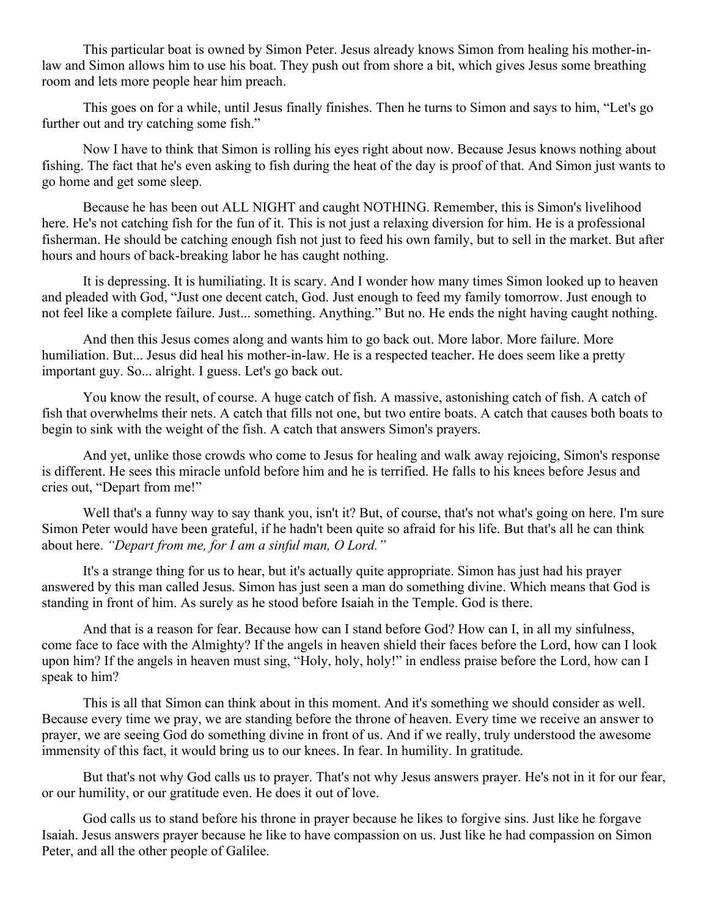This particular boat is owned by Simon Peter. Jesus already knows Simon from healing his mother-in-law and Simon allows him to use his boat. They push out from shore a bit, which gives Jesus some breathing room and lets more people hear him preach.

This goes on for a while, until Jesus finally finishes. Then he turns to Simon and says to him, "Let's go further out and try catching some fish."

Now I have to think that Simon is rolling his eyes right about now. Because Jesus knows nothing about fishing. The fact that he's even asking to fish during the heat of the day is proof of that. And Simon just wants to go home and get some sleep.

Because he has been out ALL NIGHT and caught NOTHING. Remember, this is Simon's livelihood here. He's not catching fish for the fun of it. This is not just a relaxing diversion for him. He is a professional fisherman. He should be catching enough fish not just to feed his own family, but to sell in the market. But after hours and hours of back-breaking labor he has caught nothing.

It is depressing. It is humiliating. It is scary. And I wonder how many times Simon looked up to heaven and pleaded with God, "Just one decent catch, God. Just enough to feed my family tomorrow. Just enough to not feel like a complete failure. Just... something. Anything." But no. He ends the night having caught nothing.

And then this Jesus comes along and wants him to go back out. More labor. More failure. More humiliation. But... Jesus did heal his mother-in-law. He is a respected teacher. He does seem like a pretty important guy. So... alright. I guess. Let's go back out.

You know the result, of course. A huge catch of fish. A massive, astonishing catch of fish. A catch of fish that overwhelms their nets. A catch that fills not one, but two entire boats. A catch that causes both boats to begin to sink with the weight of the fish. A catch that answers Simon's prayers.

And yet, unlike those crowds who come to Jesus for healing and walk away rejoicing, Simon's response is different. He sees this miracle unfold before him and he is terrified. He falls to his knees before Jesus and cries out, "Depart from me!"

Well that's a funny way to say thank you, isn't it? But, of course, that's not what's going on here. I'm sure Simon Peter would have been grateful, if he hadn't been quite so afraid for his life. But that's all he can think about here. *"Depart from me, for I am a sinful man, O Lord."*

It's a strange thing for us to hear, but it's actually quite appropriate. Simon has just had his prayer answered by this man called Jesus. Simon has just seen a man do something divine. Which means that God is standing in front of him. As surely as he stood before Isaiah in the Temple. God is there.

And that is a reason for fear. Because how can I stand before God? How can I, in all my sinfulness, come face to face with the Almighty? If the angels in heaven shield their faces before the Lord, how can I look upon him? If the angels in heaven must sing, "Holy, holy, holy!" in endless praise before the Lord, how can I speak to him?

This is all that Simon can think about in this moment. And it's something we should consider as well. Because every time we pray, we are standing before the throne of heaven. Every time we receive an answer to prayer, we are seeing God do something divine in front of us. And if we really, truly understood the awesome immensity of this fact, it would bring us to our knees. In fear. In humility. In gratitude.

But that's not why God calls us to prayer. That's not why Jesus answers prayer. He's not in it for our fear, or our humility, or our gratitude even. He does it out of love.

God calls us to stand before his throne in prayer because he likes to forgive sins. Just like he forgave Isaiah. Jesus answers prayer because he like to have compassion on us. Just like he had compassion on Simon Peter, and all the other people of Galilee.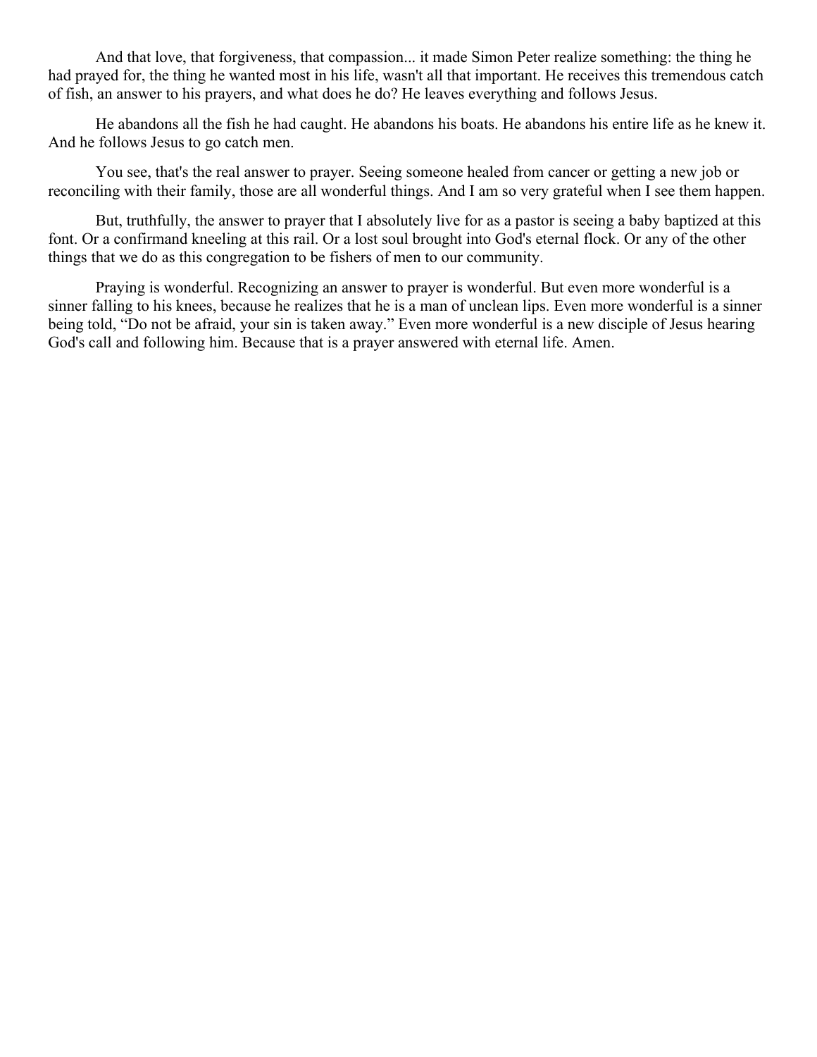And that love, that forgiveness, that compassion... it made Simon Peter realize something: the thing he had prayed for, the thing he wanted most in his life, wasn't all that important. He receives this tremendous catch of fish, an answer to his prayers, and what does he do? He leaves everything and follows Jesus.

He abandons all the fish he had caught. He abandons his boats. He abandons his entire life as he knew it. And he follows Jesus to go catch men.

You see, that's the real answer to prayer. Seeing someone healed from cancer or getting a new job or reconciling with their family, those are all wonderful things. And I am so very grateful when I see them happen.

But, truthfully, the answer to prayer that I absolutely live for as a pastor is seeing a baby baptized at this font. Or a confirmand kneeling at this rail. Or a lost soul brought into God's eternal flock. Or any of the other things that we do as this congregation to be fishers of men to our community.

Praying is wonderful. Recognizing an answer to prayer is wonderful. But even more wonderful is a sinner falling to his knees, because he realizes that he is a man of unclean lips. Even more wonderful is a sinner being told, "Do not be afraid, your sin is taken away." Even more wonderful is a new disciple of Jesus hearing God's call and following him. Because that is a prayer answered with eternal life. Amen.